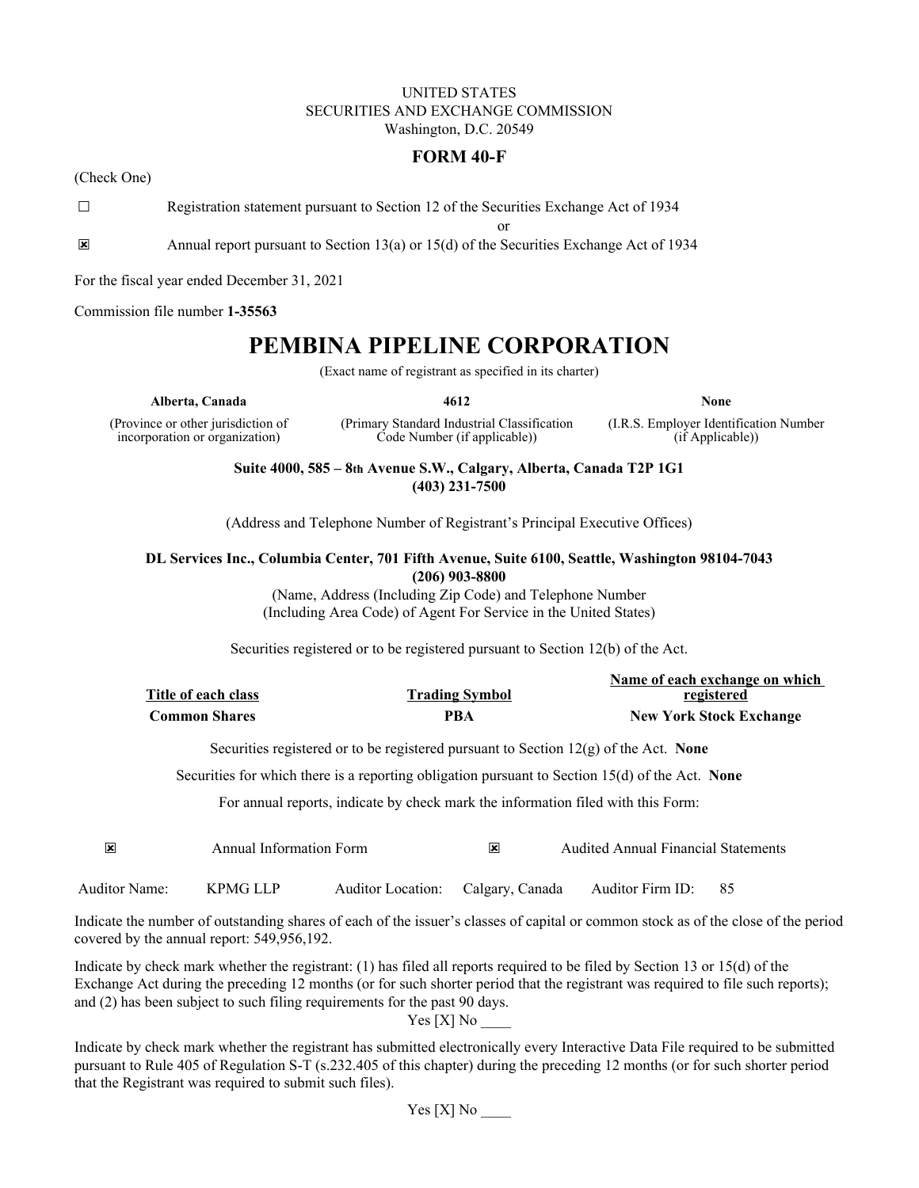UNITED STATES
SECURITIES AND EXCHANGE COMMISSION
Washington, D.C. 20549

## FORM 40-F

(Check One)

☐ Registration statement pursuant to Section 12 of the Securities Exchange Act of 1934

or

☒ Annual report pursuant to Section 13(a) or 15(d) of the Securities Exchange Act of 1934

For the fiscal year ended December 31, 2021

Commission file number **1-35563**

# PEMBINA PIPELINE CORPORATION

(Exact name of registrant as specified in its charter)

| **Alberta, Canada** | **4612** | **None** |
|---|---|---|
| (Province or other jurisdiction of incorporation or organization) | (Primary Standard Industrial Classification Code Number (if applicable)) | (I.R.S. Employer Identification Number (if Applicable)) |

**Suite 4000, 585 – 8th Avenue S.W., Calgary, Alberta, Canada T2P 1G1**
**(403) 231-7500**

(Address and Telephone Number of Registrant's Principal Executive Offices)

**DL Services Inc., Columbia Center, 701 Fifth Avenue, Suite 6100, Seattle, Washington 98104-7043**
**(206) 903-8800**

(Name, Address (Including Zip Code) and Telephone Number
(Including Area Code) of Agent For Service in the United States)

Securities registered or to be registered pursuant to Section 12(b) of the Act.

| Title of each class | Trading Symbol | Name of each exchange on which registered |
|---|---|---|
| **Common Shares** | **PBA** | **New York Stock Exchange** |

Securities registered or to be registered pursuant to Section 12(g) of the Act. **None**

Securities for which there is a reporting obligation pursuant to Section 15(d) of the Act. **None**

For annual reports, indicate by check mark the information filed with this Form:

☒ Annual Information Form ☒ Audited Annual Financial Statements

Auditor Name: KPMG LLP Auditor Location: Calgary, Canada Auditor Firm ID: 85

Indicate the number of outstanding shares of each of the issuer's classes of capital or common stock as of the close of the period covered by the annual report: 549,956,192.

Indicate by check mark whether the registrant: (1) has filed all reports required to be filed by Section 13 or 15(d) of the Exchange Act during the preceding 12 months (or for such shorter period that the registrant was required to file such reports); and (2) has been subject to such filing requirements for the past 90 days.

Yes [X] No ____

Indicate by check mark whether the registrant has submitted electronically every Interactive Data File required to be submitted pursuant to Rule 405 of Regulation S-T (s.232.405 of this chapter) during the preceding 12 months (or for such shorter period that the Registrant was required to submit such files).

Yes [X] No ____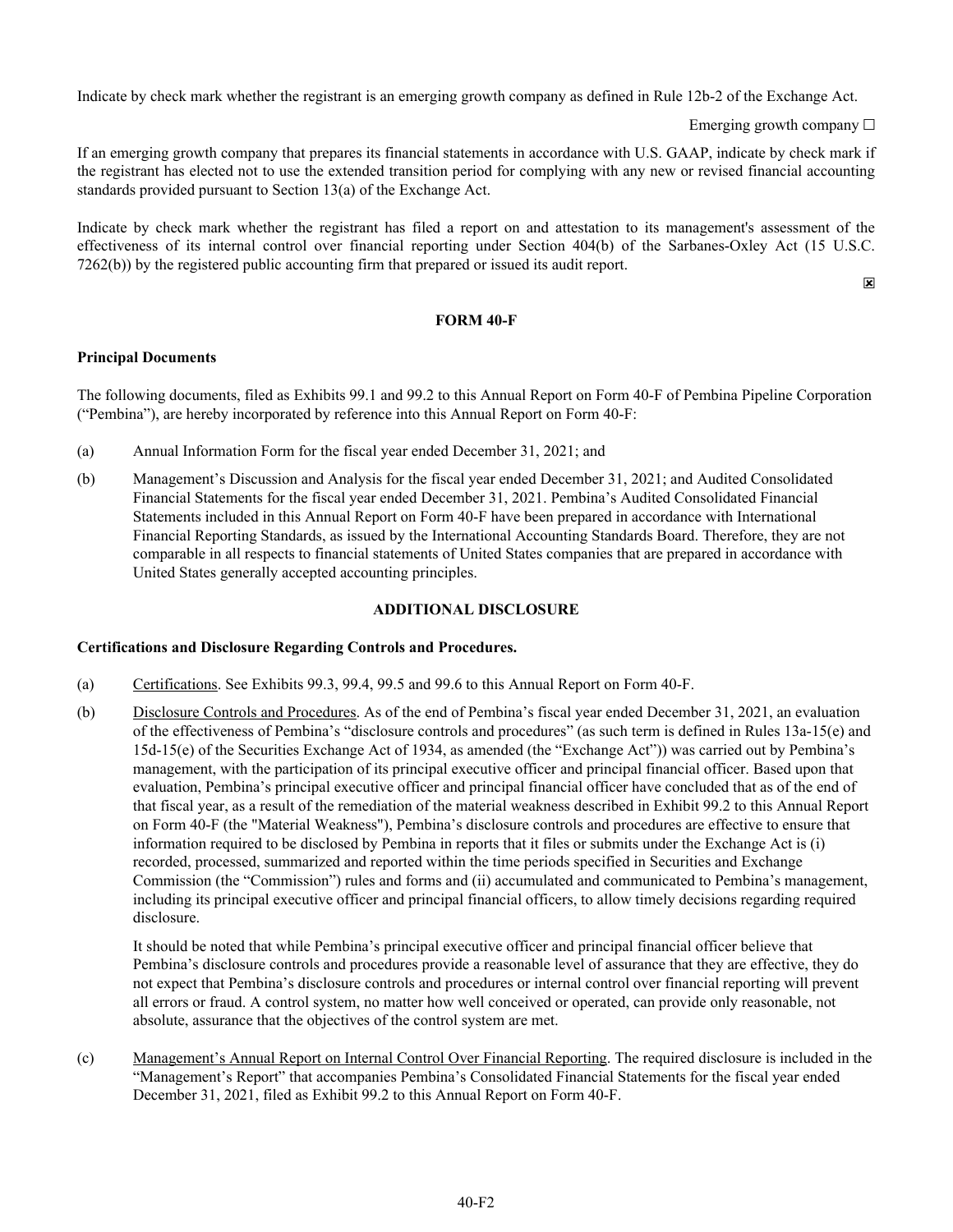Indicate by check mark whether the registrant is an emerging growth company as defined in Rule 12b-2 of the Exchange Act.

Emerging growth company ☐

If an emerging growth company that prepares its financial statements in accordance with U.S. GAAP, indicate by check mark if the registrant has elected not to use the extended transition period for complying with any new or revised financial accounting standards provided pursuant to Section 13(a) of the Exchange Act.

Indicate by check mark whether the registrant has filed a report on and attestation to its management's assessment of the effectiveness of its internal control over financial reporting under Section 404(b) of the Sarbanes-Oxley Act (15 U.S.C. 7262(b)) by the registered public accounting firm that prepared or issued its audit report.

☒

## FORM 40-F

**Principal Documents**

The following documents, filed as Exhibits 99.1 and 99.2 to this Annual Report on Form 40-F of Pembina Pipeline Corporation ("Pembina"), are hereby incorporated by reference into this Annual Report on Form 40-F:

(a) Annual Information Form for the fiscal year ended December 31, 2021; and

(b) Management's Discussion and Analysis for the fiscal year ended December 31, 2021; and Audited Consolidated Financial Statements for the fiscal year ended December 31, 2021. Pembina's Audited Consolidated Financial Statements included in this Annual Report on Form 40-F have been prepared in accordance with International Financial Reporting Standards, as issued by the International Accounting Standards Board. Therefore, they are not comparable in all respects to financial statements of United States companies that are prepared in accordance with United States generally accepted accounting principles.

## ADDITIONAL DISCLOSURE

**Certifications and Disclosure Regarding Controls and Procedures.**

(a) Certifications. See Exhibits 99.3, 99.4, 99.5 and 99.6 to this Annual Report on Form 40-F.

(b) Disclosure Controls and Procedures. As of the end of Pembina's fiscal year ended December 31, 2021, an evaluation of the effectiveness of Pembina's "disclosure controls and procedures" (as such term is defined in Rules 13a-15(e) and 15d-15(e) of the Securities Exchange Act of 1934, as amended (the "Exchange Act")) was carried out by Pembina's management, with the participation of its principal executive officer and principal financial officer. Based upon that evaluation, Pembina's principal executive officer and principal financial officer have concluded that as of the end of that fiscal year, as a result of the remediation of the material weakness described in Exhibit 99.2 to this Annual Report on Form 40-F (the "Material Weakness"), Pembina's disclosure controls and procedures are effective to ensure that information required to be disclosed by Pembina in reports that it files or submits under the Exchange Act is (i) recorded, processed, summarized and reported within the time periods specified in Securities and Exchange Commission (the "Commission") rules and forms and (ii) accumulated and communicated to Pembina's management, including its principal executive officer and principal financial officers, to allow timely decisions regarding required disclosure.

It should be noted that while Pembina's principal executive officer and principal financial officer believe that Pembina's disclosure controls and procedures provide a reasonable level of assurance that they are effective, they do not expect that Pembina's disclosure controls and procedures or internal control over financial reporting will prevent all errors or fraud. A control system, no matter how well conceived or operated, can provide only reasonable, not absolute, assurance that the objectives of the control system are met.

(c) Management's Annual Report on Internal Control Over Financial Reporting. The required disclosure is included in the "Management's Report" that accompanies Pembina's Consolidated Financial Statements for the fiscal year ended December 31, 2021, filed as Exhibit 99.2 to this Annual Report on Form 40-F.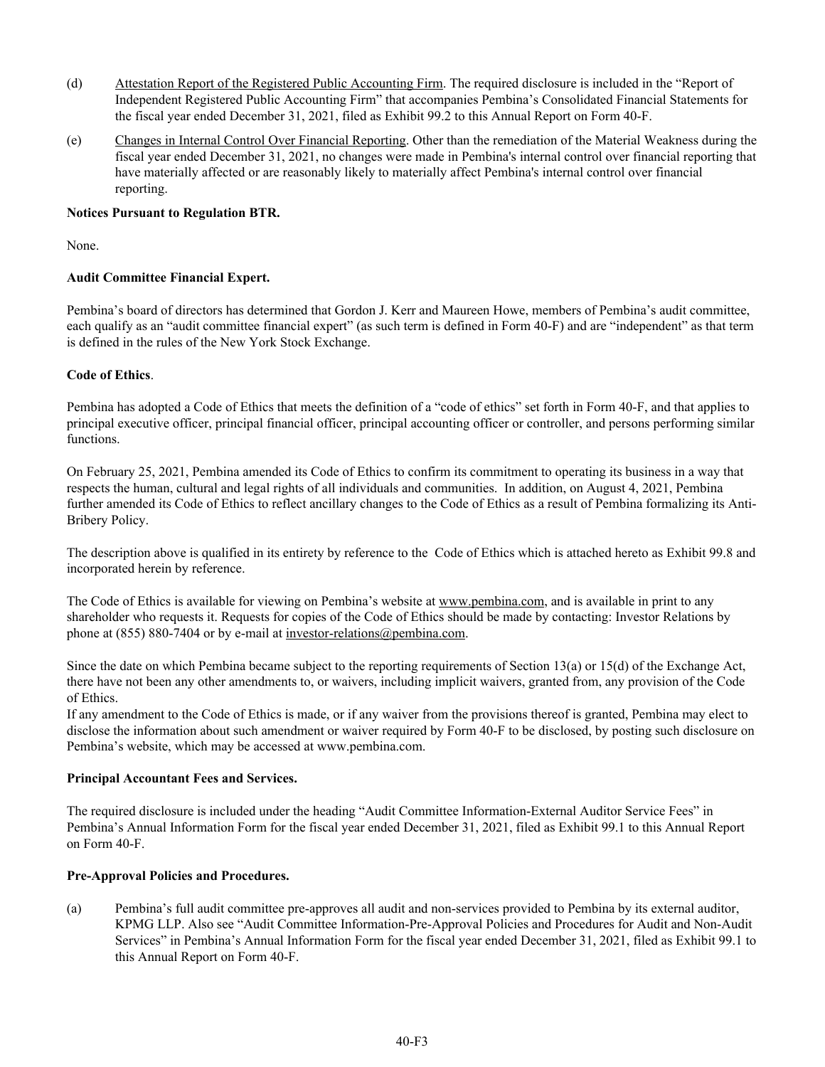(d) Attestation Report of the Registered Public Accounting Firm. The required disclosure is included in the "Report of Independent Registered Public Accounting Firm" that accompanies Pembina's Consolidated Financial Statements for the fiscal year ended December 31, 2021, filed as Exhibit 99.2 to this Annual Report on Form 40-F.

(e) Changes in Internal Control Over Financial Reporting. Other than the remediation of the Material Weakness during the fiscal year ended December 31, 2021, no changes were made in Pembina's internal control over financial reporting that have materially affected or are reasonably likely to materially affect Pembina's internal control over financial reporting.

**Notices Pursuant to Regulation BTR.**

None.

**Audit Committee Financial Expert.**

Pembina's board of directors has determined that Gordon J. Kerr and Maureen Howe, members of Pembina's audit committee, each qualify as an "audit committee financial expert" (as such term is defined in Form 40-F) and are "independent" as that term is defined in the rules of the New York Stock Exchange.

**Code of Ethics**.

Pembina has adopted a Code of Ethics that meets the definition of a "code of ethics" set forth in Form 40-F, and that applies to principal executive officer, principal financial officer, principal accounting officer or controller, and persons performing similar functions.

On February 25, 2021, Pembina amended its Code of Ethics to confirm its commitment to operating its business in a way that respects the human, cultural and legal rights of all individuals and communities. In addition, on August 4, 2021, Pembina further amended its Code of Ethics to reflect ancillary changes to the Code of Ethics as a result of Pembina formalizing its Anti-Bribery Policy.

The description above is qualified in its entirety by reference to the Code of Ethics which is attached hereto as Exhibit 99.8 and incorporated herein by reference.

The Code of Ethics is available for viewing on Pembina's website at www.pembina.com, and is available in print to any shareholder who requests it. Requests for copies of the Code of Ethics should be made by contacting: Investor Relations by phone at (855) 880-7404 or by e-mail at investor-relations@pembina.com.

Since the date on which Pembina became subject to the reporting requirements of Section 13(a) or 15(d) of the Exchange Act, there have not been any other amendments to, or waivers, including implicit waivers, granted from, any provision of the Code of Ethics.

If any amendment to the Code of Ethics is made, or if any waiver from the provisions thereof is granted, Pembina may elect to disclose the information about such amendment or waiver required by Form 40-F to be disclosed, by posting such disclosure on Pembina's website, which may be accessed at www.pembina.com.

**Principal Accountant Fees and Services.**

The required disclosure is included under the heading "Audit Committee Information-External Auditor Service Fees" in Pembina's Annual Information Form for the fiscal year ended December 31, 2021, filed as Exhibit 99.1 to this Annual Report on Form 40-F.

**Pre-Approval Policies and Procedures.**

(a) Pembina's full audit committee pre-approves all audit and non-services provided to Pembina by its external auditor, KPMG LLP. Also see "Audit Committee Information-Pre-Approval Policies and Procedures for Audit and Non-Audit Services" in Pembina's Annual Information Form for the fiscal year ended December 31, 2021, filed as Exhibit 99.1 to this Annual Report on Form 40-F.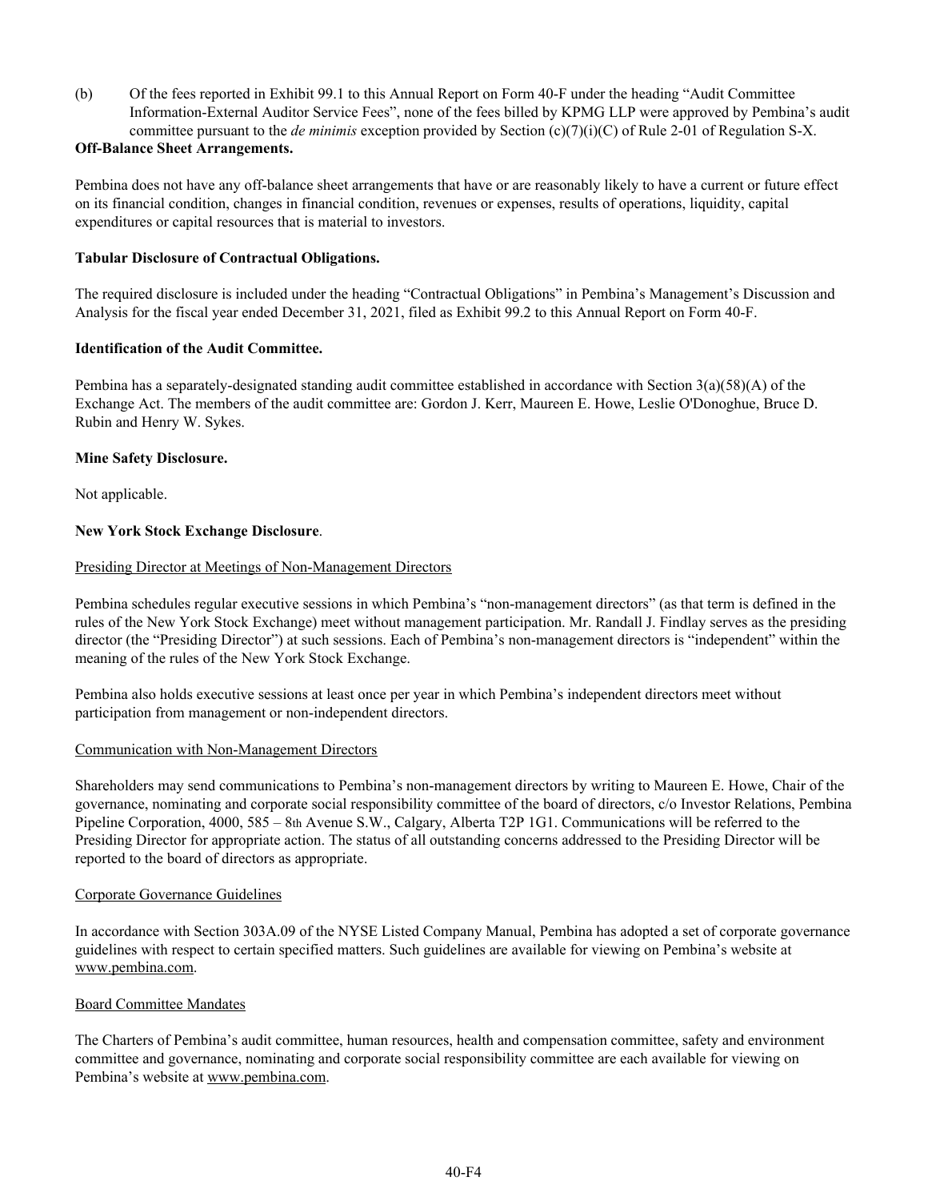(b) Of the fees reported in Exhibit 99.1 to this Annual Report on Form 40-F under the heading "Audit Committee Information-External Auditor Service Fees", none of the fees billed by KPMG LLP were approved by Pembina's audit committee pursuant to the *de minimis* exception provided by Section (c)(7)(i)(C) of Rule 2-01 of Regulation S-X.

**Off-Balance Sheet Arrangements.**

Pembina does not have any off-balance sheet arrangements that have or are reasonably likely to have a current or future effect on its financial condition, changes in financial condition, revenues or expenses, results of operations, liquidity, capital expenditures or capital resources that is material to investors.

**Tabular Disclosure of Contractual Obligations.**

The required disclosure is included under the heading "Contractual Obligations" in Pembina's Management's Discussion and Analysis for the fiscal year ended December 31, 2021, filed as Exhibit 99.2 to this Annual Report on Form 40-F.

**Identification of the Audit Committee.**

Pembina has a separately-designated standing audit committee established in accordance with Section 3(a)(58)(A) of the Exchange Act. The members of the audit committee are: Gordon J. Kerr, Maureen E. Howe, Leslie O'Donoghue, Bruce D. Rubin and Henry W. Sykes.

**Mine Safety Disclosure.**

Not applicable.

**New York Stock Exchange Disclosure**.

Presiding Director at Meetings of Non-Management Directors

Pembina schedules regular executive sessions in which Pembina's "non-management directors" (as that term is defined in the rules of the New York Stock Exchange) meet without management participation. Mr. Randall J. Findlay serves as the presiding director (the "Presiding Director") at such sessions. Each of Pembina's non-management directors is "independent" within the meaning of the rules of the New York Stock Exchange.

Pembina also holds executive sessions at least once per year in which Pembina's independent directors meet without participation from management or non-independent directors.

Communication with Non-Management Directors

Shareholders may send communications to Pembina's non-management directors by writing to Maureen E. Howe, Chair of the governance, nominating and corporate social responsibility committee of the board of directors, c/o Investor Relations, Pembina Pipeline Corporation, 4000, 585 – 8th Avenue S.W., Calgary, Alberta T2P 1G1. Communications will be referred to the Presiding Director for appropriate action. The status of all outstanding concerns addressed to the Presiding Director will be reported to the board of directors as appropriate.

Corporate Governance Guidelines

In accordance with Section 303A.09 of the NYSE Listed Company Manual, Pembina has adopted a set of corporate governance guidelines with respect to certain specified matters. Such guidelines are available for viewing on Pembina's website at www.pembina.com.

Board Committee Mandates

The Charters of Pembina's audit committee, human resources, health and compensation committee, safety and environment committee and governance, nominating and corporate social responsibility committee are each available for viewing on Pembina's website at www.pembina.com.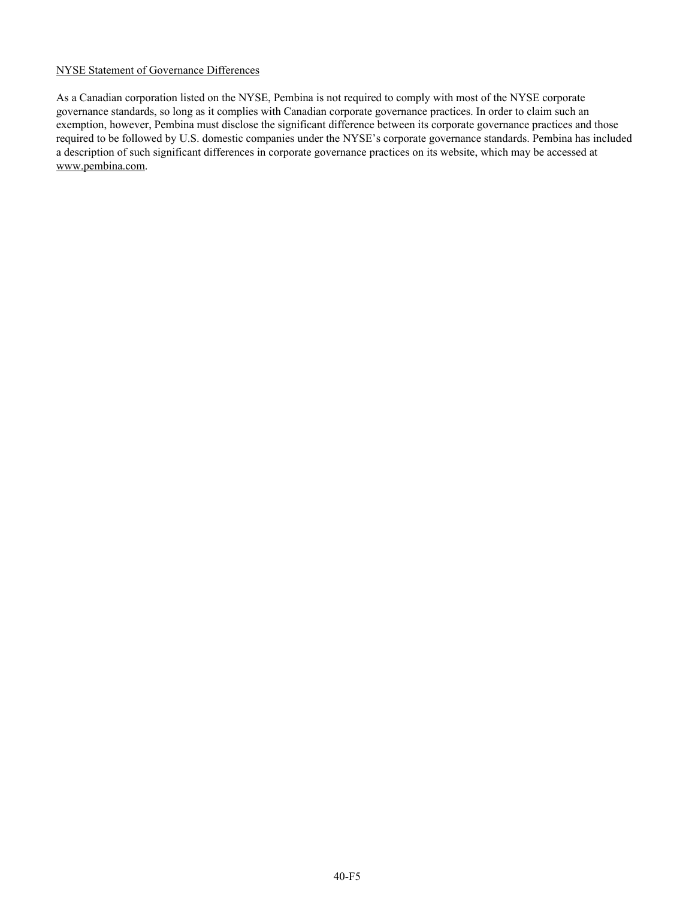NYSE Statement of Governance Differences

As a Canadian corporation listed on the NYSE, Pembina is not required to comply with most of the NYSE corporate governance standards, so long as it complies with Canadian corporate governance practices. In order to claim such an exemption, however, Pembina must disclose the significant difference between its corporate governance practices and those required to be followed by U.S. domestic companies under the NYSE's corporate governance standards. Pembina has included a description of such significant differences in corporate governance practices on its website, which may be accessed at www.pembina.com.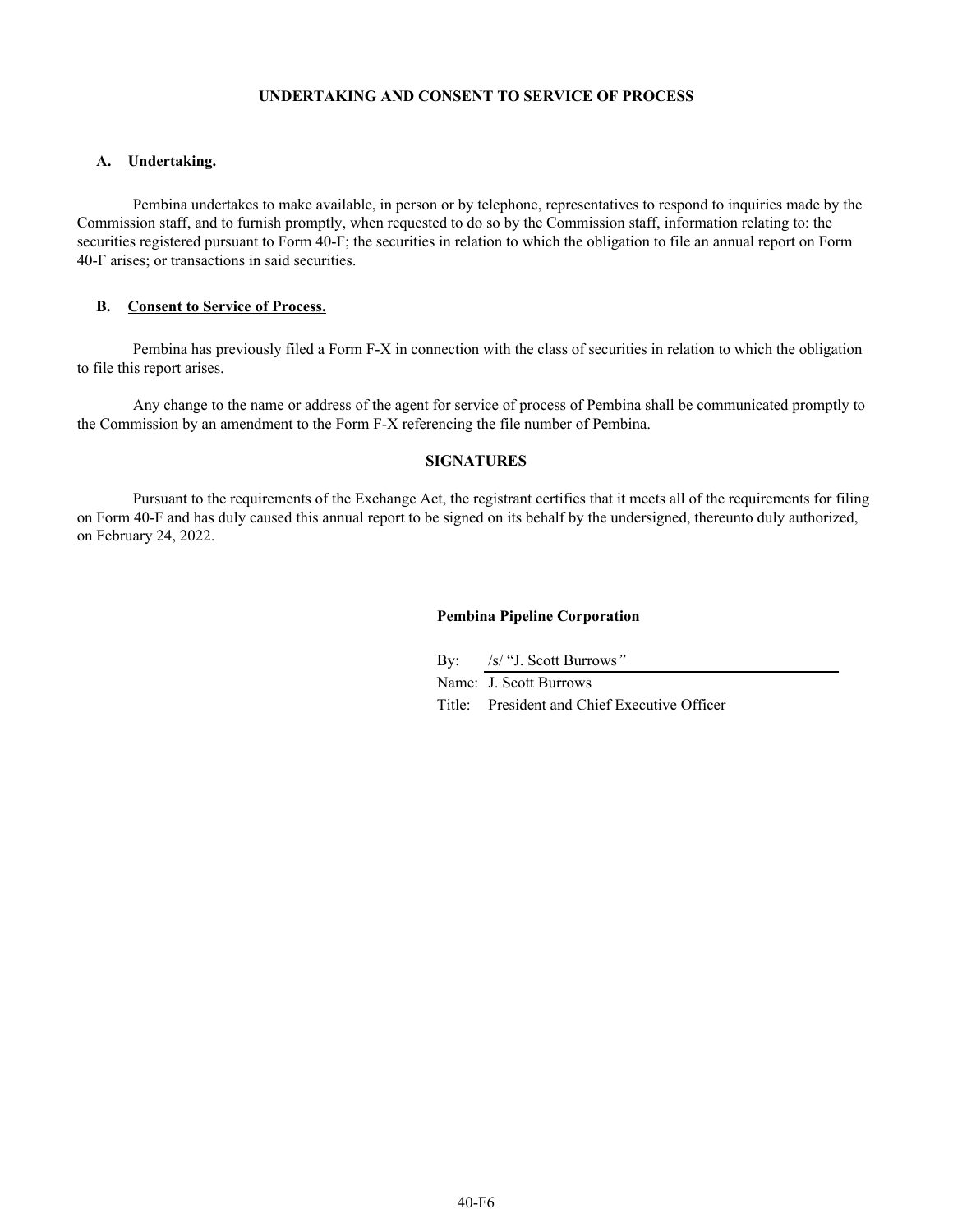## UNDERTAKING AND CONSENT TO SERVICE OF PROCESS

### A. Undertaking.

Pembina undertakes to make available, in person or by telephone, representatives to respond to inquiries made by the Commission staff, and to furnish promptly, when requested to do so by the Commission staff, information relating to: the securities registered pursuant to Form 40-F; the securities in relation to which the obligation to file an annual report on Form 40-F arises; or transactions in said securities.

### B. Consent to Service of Process.

Pembina has previously filed a Form F-X in connection with the class of securities in relation to which the obligation to file this report arises.

Any change to the name or address of the agent for service of process of Pembina shall be communicated promptly to the Commission by an amendment to the Form F-X referencing the file number of Pembina.

## SIGNATURES

Pursuant to the requirements of the Exchange Act, the registrant certifies that it meets all of the requirements for filing on Form 40-F and has duly caused this annual report to be signed on its behalf by the undersigned, thereunto duly authorized, on February 24, 2022.

**Pembina Pipeline Corporation**

By: /s/ "J. Scott Burrows"

Name: J. Scott Burrows

Title: President and Chief Executive Officer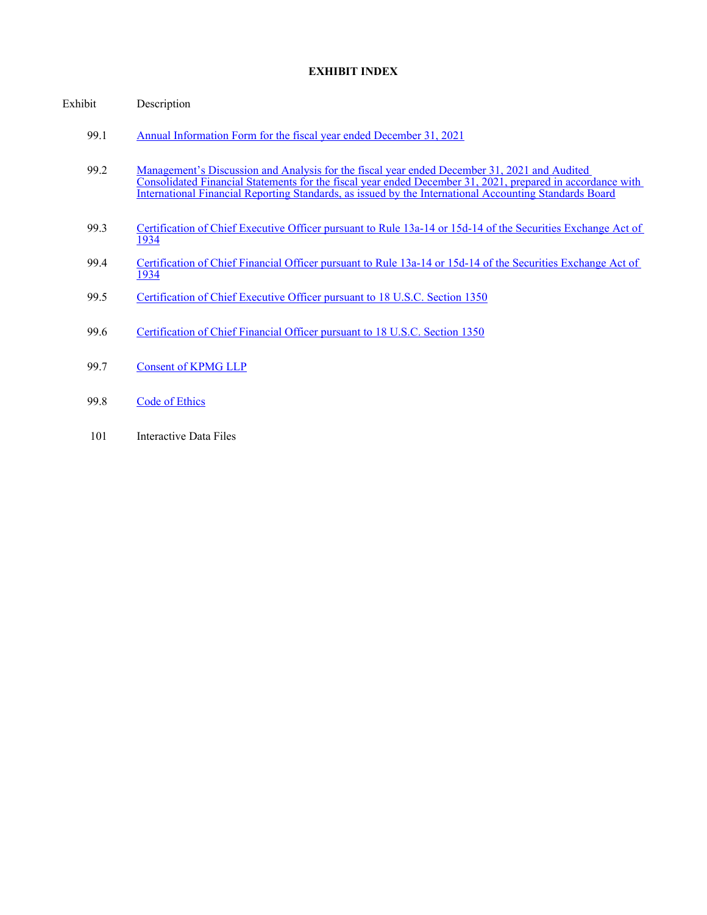# EXHIBIT INDEX

| Exhibit | Description |
| --- | --- |
| 99.1 | Annual Information Form for the fiscal year ended December 31, 2021 |
| 99.2 | Management's Discussion and Analysis for the fiscal year ended December 31, 2021 and Audited Consolidated Financial Statements for the fiscal year ended December 31, 2021, prepared in accordance with International Financial Reporting Standards, as issued by the International Accounting Standards Board |
| 99.3 | Certification of Chief Executive Officer pursuant to Rule 13a-14 or 15d-14 of the Securities Exchange Act of 1934 |
| 99.4 | Certification of Chief Financial Officer pursuant to Rule 13a-14 or 15d-14 of the Securities Exchange Act of 1934 |
| 99.5 | Certification of Chief Executive Officer pursuant to 18 U.S.C. Section 1350 |
| 99.6 | Certification of Chief Financial Officer pursuant to 18 U.S.C. Section 1350 |
| 99.7 | Consent of KPMG LLP |
| 99.8 | Code of Ethics |
| 101 | Interactive Data Files |